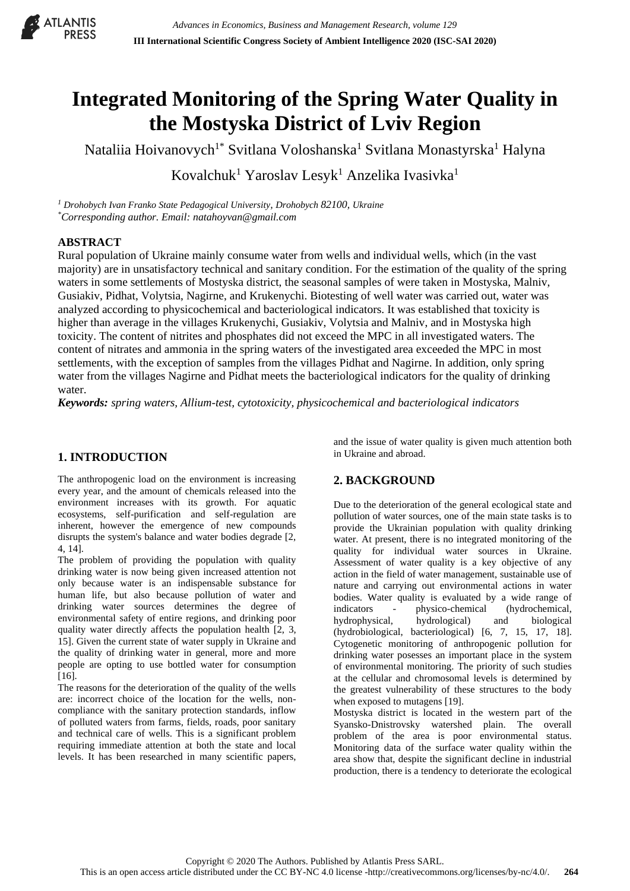# Integrated Monitoring of the Spring Water Quality in the Mostyska District of Lviv Region

Nataliia Hoivanovych[1*] Svitlana Voloshanska[1] Svitlana Monastyrska[1] Halyna Kovalchuk[1] Yaroslav Lesyk[1] Anzelika Ivasivka[1]

[1] *Drohobych Ivan Franko State Pedagogical University, Drohobych 82100, Ukraine*
[*] *Corresponding author. Email: natahoyvan@gmail.com*

## ABSTRACT

Rural population of Ukraine mainly consume water from wells and individual wells, which (in the vast majority) are in unsatisfactory technical and sanitary condition. For the estimation of the quality of the spring waters in some settlements of Mostyska district, the seasonal samples of were taken in Mostyska, Malniv, Gusiakiv, Pidhat, Volytsia, Nagirne, and Krukenychi. Biotesting of well water was carried out, water was analyzed according to physicochemical and bacteriological indicators. It was established that toxicity is higher than average in the villages Krukenychi, Gusiakiv, Volytsia and Malniv, and in Mostyska high toxicity. The content of nitrites and phosphates did not exceed the MPC in all investigated waters. The content of nitrates and ammonia in the spring waters of the investigated area exceeded the MPC in most settlements, with the exception of samples from the villages Pidhat and Nagirne. In addition, only spring water from the villages Nagirne and Pidhat meets the bacteriological indicators for the quality of drinking water.

***Keywords:*** *spring waters, Allium-test, cytotoxicity, physicochemical and bacteriological indicators*

## 1. INTRODUCTION

The anthropogenic load on the environment is increasing every year, and the amount of chemicals released into the environment increases with its growth. For aquatic ecosystems, self-purification and self-regulation are inherent, however the emergence of new compounds disrupts the system's balance and water bodies degrade [2, 4, 14].

The problem of providing the population with quality drinking water is now being given increased attention not only because water is an indispensable substance for human life, but also because pollution of water and drinking water sources determines the degree of environmental safety of entire regions, and drinking poor quality water directly affects the population health [2, 3, 15]. Given the current state of water supply in Ukraine and the quality of drinking water in general, more and more people are opting to use bottled water for consumption [16].

The reasons for the deterioration of the quality of the wells are: incorrect choice of the location for the wells, non-compliance with the sanitary protection standards, inflow of polluted waters from farms, fields, roads, poor sanitary and technical care of wells. This is a significant problem requiring immediate attention at both the state and local levels. It has been researched in many scientific papers, and the issue of water quality is given much attention both in Ukraine and abroad.

## 2. BACKGROUND

Due to the deterioration of the general ecological state and pollution of water sources, one of the main state tasks is to provide the Ukrainian population with quality drinking water. At present, there is no integrated monitoring of the quality for individual water sources in Ukraine. Assessment of water quality is a key objective of any action in the field of water management, sustainable use of nature and carrying out environmental actions in water bodies. Water quality is evaluated by a wide range of indicators - physico-chemical (hydrochemical, hydrophysical, hydrological) and biological (hydrobiological, bacteriological) [6, 7, 15, 17, 18]. Cytogenetic monitoring of anthropogenic pollution for drinking water posesses an important place in the system of environmental monitoring. The priority of such studies at the cellular and chromosomal levels is determined by the greatest vulnerability of these structures to the body when exposed to mutagens [19].

Mostyska district is located in the western part of the Syansko-Dnistrovsky watershed plain. The overall problem of the area is poor environmental status. Monitoring data of the surface water quality within the area show that, despite the significant decline in industrial production, there is a tendency to deteriorate the ecological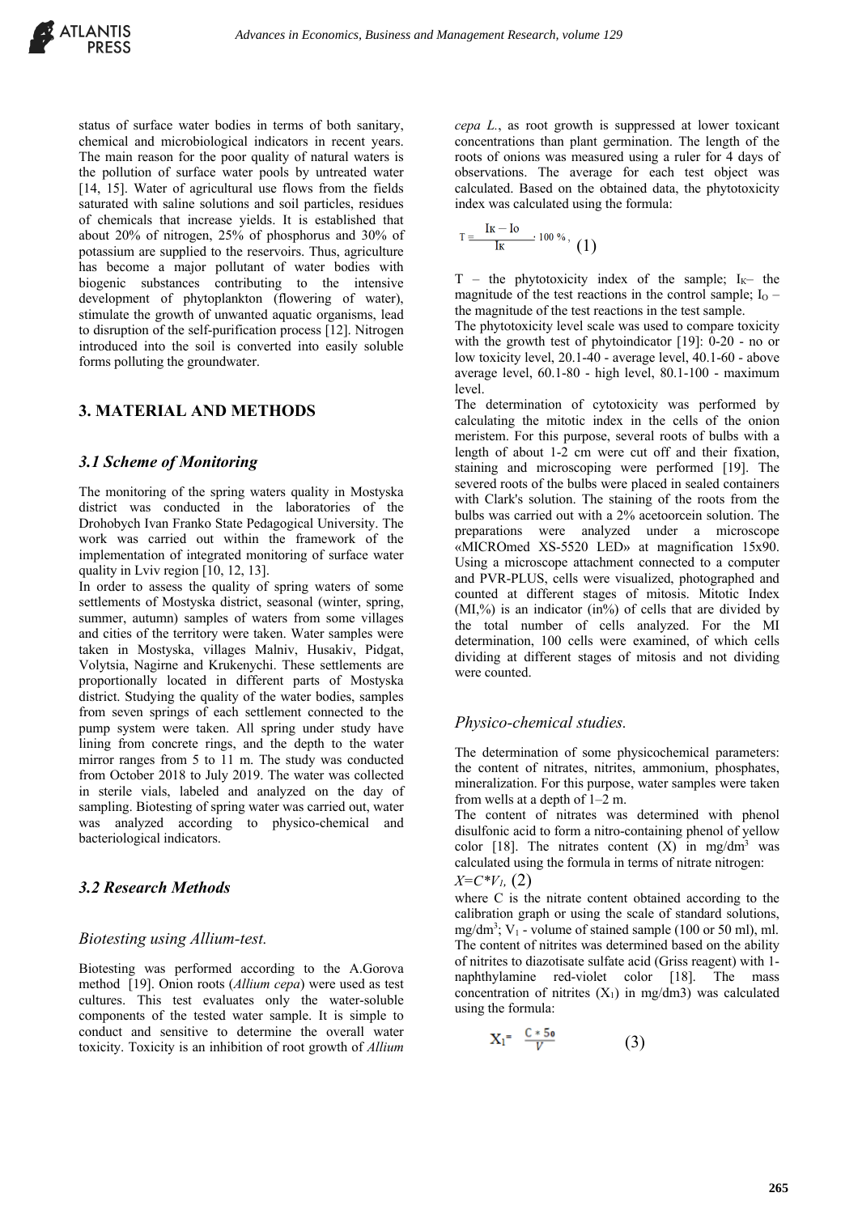status of surface water bodies in terms of both sanitary, chemical and microbiological indicators in recent years. The main reason for the poor quality of natural waters is the pollution of surface water pools by untreated water [14, 15]. Water of agricultural use flows from the fields saturated with saline solutions and soil particles, residues of chemicals that increase yields. It is established that about 20% of nitrogen, 25% of phosphorus and 30% of potassium are supplied to the reservoirs. Thus, agriculture has become a major pollutant of water bodies with biogenic substances contributing to the intensive development of phytoplankton (flowering of water), stimulate the growth of unwanted aquatic organisms, lead to disruption of the self-purification process [12]. Nitrogen introduced into the soil is converted into easily soluble forms polluting the groundwater.

## 3. MATERIAL AND METHODS

### 3.1 Scheme of Monitoring

The monitoring of the spring waters quality in Mostyska district was conducted in the laboratories of the Drohobych Ivan Franko State Pedagogical University. The work was carried out within the framework of the implementation of integrated monitoring of surface water quality in Lviv region [10, 12, 13].

In order to assess the quality of spring waters of some settlements of Mostyska district, seasonal (winter, spring, summer, autumn) samples of waters from some villages and cities of the territory were taken. Water samples were taken in Mostyska, villages Malniv, Husakiv, Pidgat, Volytsia, Nagirne and Krukenychi. These settlements are proportionally located in different parts of Mostyska district. Studying the quality of the water bodies, samples from seven springs of each settlement connected to the pump system were taken. All spring under study have lining from concrete rings, and the depth to the water mirror ranges from 5 to 11 m. The study was conducted from October 2018 to July 2019. The water was collected in sterile vials, labeled and analyzed on the day of sampling. Biotesting of spring water was carried out, water was analyzed according to physico-chemical and bacteriological indicators.

### 3.2 Research Methods

*Biotesting using Allium-test.*

Biotesting was performed according to the A.Gorova method [19]. Onion roots (*Allium cepa*) were used as test cultures. This test evaluates only the water-soluble components of the tested water sample. It is simple to conduct and sensitive to determine the overall water toxicity. Toxicity is an inhibition of root growth of *Allium cepa L.*, as root growth is suppressed at lower toxicant concentrations than plant germination. The length of the roots of onions was measured using a ruler for 4 days of observations. The average for each test object was calculated. Based on the obtained data, the phytotoxicity index was calculated using the formula:

$$T = \frac{I_K - I_O}{I_K} \cdot 100\%, \quad (1)$$

T – the phytotoxicity index of the sample; $I_K$– the magnitude of the test reactions in the control sample; $I_O$ – the magnitude of the test reactions in the test sample.

The phytotoxicity level scale was used to compare toxicity with the growth test of phytoindicator [19]: 0-20 - no or low toxicity level, 20.1-40 - average level, 40.1-60 - above average level, 60.1-80 - high level, 80.1-100 - maximum level.

The determination of cytotoxicity was performed by calculating the mitotic index in the cells of the onion meristem. For this purpose, several roots of bulbs with a length of about 1-2 cm were cut off and their fixation, staining and microscoping were performed [19]. The severed roots of the bulbs were placed in sealed containers with Clark's solution. The staining of the roots from the bulbs was carried out with a 2% acetoorcein solution. The preparations were analyzed under a microscope «MICROmed XS-5520 LED» at magnification 15x90. Using a microscope attachment connected to a computer and PVR-PLUS, cells were visualized, photographed and counted at different stages of mitosis. Mitotic Index (MI,%) is an indicator (in%) of cells that are divided by the total number of cells analyzed. For the MI determination, 100 cells were examined, of which cells dividing at different stages of mitosis and not dividing were counted.

*Physico-chemical studies.*

The determination of some physicochemical parameters: the content of nitrates, nitrites, ammonium, phosphates, mineralization. For this purpose, water samples were taken from wells at a depth of 1–2 m.

The content of nitrates was determined with phenol disulfonic acid to form a nitro-containing phenol of yellow color [18]. The nitrates content (X) in mg/dm$^3$ was calculated using the formula in terms of nitrate nitrogen:

$$X = C * V_1, \quad (2)$$

where C is the nitrate content obtained according to the calibration graph or using the scale of standard solutions, mg/dm$^3$; $V_1$ - volume of stained sample (100 or 50 ml), ml.

The content of nitrites was determined based on the ability of nitrites to diazotisate sulfate acid (Griss reagent) with 1-naphthylamine red-violet color [18]. The mass concentration of nitrites ($X_1$) in mg/dm3) was calculated using the formula:

$$X_1 = \frac{C * 50}{V} \quad (3)$$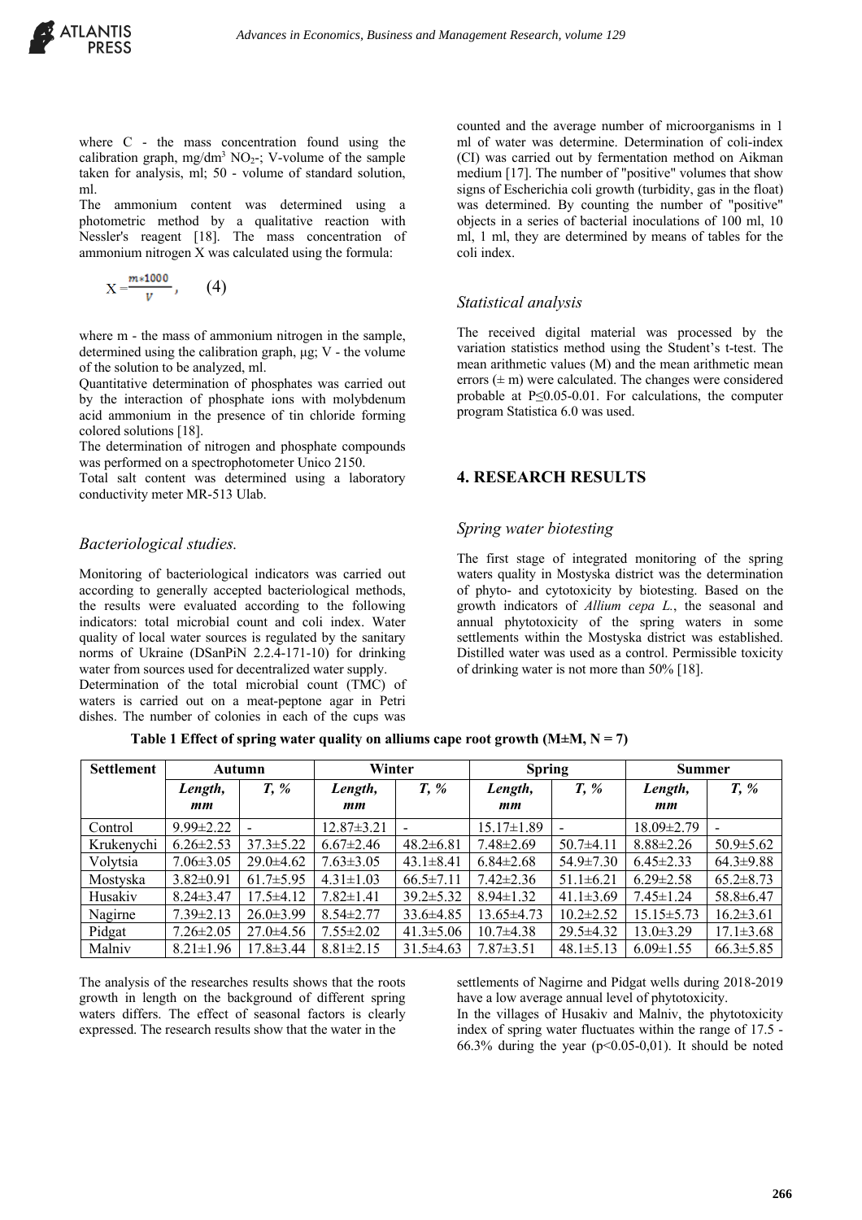where C - the mass concentration found using the calibration graph, mg/dm$^3$ $NO_2$-; V-volume of the sample taken for analysis, ml; 50 - volume of standard solution, ml.

The ammonium content was determined using a photometric method by a qualitative reaction with Nessler's reagent [18]. The mass concentration of ammonium nitrogen X was calculated using the formula:

$$X = \frac{m * 1000}{V}, \quad (4)$$

where m - the mass of ammonium nitrogen in the sample, determined using the calibration graph, μg; V - the volume of the solution to be analyzed, ml.

Quantitative determination of phosphates was carried out by the interaction of phosphate ions with molybdenum acid ammonium in the presence of tin chloride forming colored solutions [18].

The determination of nitrogen and phosphate compounds was performed on a spectrophotometer Unico 2150.

Total salt content was determined using a laboratory conductivity meter MR-513 Ulab.

### *Bacteriological studies.*

Monitoring of bacteriological indicators was carried out according to generally accepted bacteriological methods, the results were evaluated according to the following indicators: total microbial count and coli index. Water quality of local water sources is regulated by the sanitary norms of Ukraine (DSanPiN 2.2.4-171-10) for drinking water from sources used for decentralized water supply.

Determination of the total microbial count (TMC) of waters is carried out on a meat-peptone agar in Petri dishes. The number of colonies in each of the cups was counted and the average number of microorganisms in 1 ml of water was determine. Determination of coli-index (CI) was carried out by fermentation method on Aikman medium [17]. The number of "positive" volumes that show signs of Escherichia coli growth (turbidity, gas in the float) was determined. By counting the number of "positive" objects in a series of bacterial inoculations of 100 ml, 10 ml, 1 ml, they are determined by means of tables for the coli index.

### *Statistical analysis*

The received digital material was processed by the variation statistics method using the Student's t-test. The mean arithmetic values (M) and the mean arithmetic mean errors (± m) were calculated. The changes were considered probable at P≤0.05-0.01. For calculations, the computer program Statistica 6.0 was used.

## 4. RESEARCH RESULTS

### *Spring water biotesting*

The first stage of integrated monitoring of the spring waters quality in Mostyska district was the determination of phyto- and cytotoxicity by biotesting. Based on the growth indicators of *Allium cepa L.*, the seasonal and annual phytotoxicity of the spring waters in some settlements within the Mostyska district was established. Distilled water was used as a control. Permissible toxicity of drinking water is not more than 50% [18].

**Table 1 Effect of spring water quality on alliums cape root growth (M±M, N = 7)**

| Settlement | Autumn | | Winter | | Spring | | Summer | |
|---|---|---|---|---|---|---|---|---|
| | *Length, mm* | *T, %* | *Length, mm* | *T, %* | *Length, mm* | *T, %* | *Length, mm* | *T, %* |
| Control | 9.99±2.22 | - | 12.87±3.21 | - | 15.17±1.89 | - | 18.09±2.79 | - |
| Krukenychi | 6.26±2.53 | 37.3±5.22 | 6.67±2.46 | 48.2±6.81 | 7.48±2.69 | 50.7±4.11 | 8.88±2.26 | 50.9±5.62 |
| Volytsia | 7.06±3.05 | 29.0±4.62 | 7.63±3.05 | 43.1±8.41 | 6.84±2.68 | 54.9±7.30 | 6.45±2.33 | 64.3±9.88 |
| Mostyska | 3.82±0.91 | 61.7±5.95 | 4.31±1.03 | 66.5±7.11 | 7.42±2.36 | 51.1±6.21 | 6.29±2.58 | 65.2±8.73 |
| Husakiv | 8.24±3.47 | 17.5±4.12 | 7.82±1.41 | 39.2±5.32 | 8.94±1.32 | 41.1±3.69 | 7.45±1.24 | 58.8±6.47 |
| Nagirne | 7.39±2.13 | 26.0±3.99 | 8.54±2.77 | 33.6±4.85 | 13.65±4.73 | 10.2±2.52 | 15.15±5.73 | 16.2±3.61 |
| Pidgat | 7.26±2.05 | 27.0±4.56 | 7.55±2.02 | 41.3±5.06 | 10.7±4.38 | 29.5±4.32 | 13.0±3.29 | 17.1±3.68 |
| Malniv | 8.21±1.96 | 17.8±3.44 | 8.81±2.15 | 31.5±4.63 | 7.87±3.51 | 48.1±5.13 | 6.09±1.55 | 66.3±5.85 |

The analysis of the researches results shows that the roots growth in length on the background of different spring waters differs. The effect of seasonal factors is clearly expressed. The research results show that the water in the settlements of Nagirne and Pidgat wells during 2018-2019 have a low average annual level of phytotoxicity.

In the villages of Husakiv and Malniv, the phytotoxicity index of spring water fluctuates within the range of 17.5 - 66.3% during the year (p<0.05-0,01). It should be noted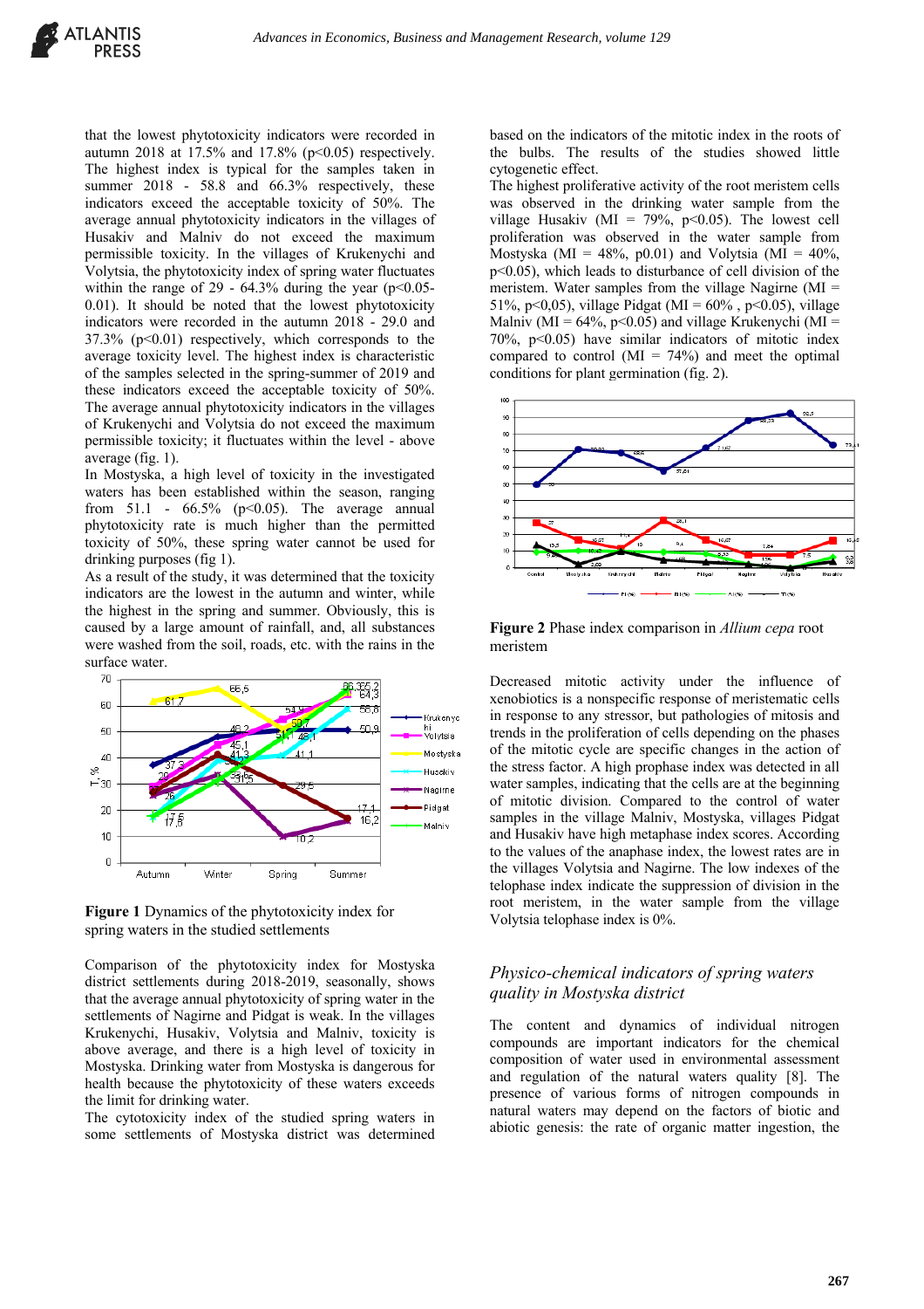that the lowest phytotoxicity indicators were recorded in autumn 2018 at 17.5% and 17.8% ($p<0.05$) respectively. The highest index is typical for the samples taken in summer 2018 - 58.8 and 66.3% respectively, these indicators exceed the acceptable toxicity of 50%. The average annual phytotoxicity indicators in the villages of Husakiv and Malniv do not exceed the maximum permissible toxicity. In the villages of Krukenychi and Volytsia, the phytotoxicity index of spring water fluctuates within the range of 29 - 64.3% during the year ($p<0.05$-0.01). It should be noted that the lowest phytotoxicity indicators were recorded in the autumn 2018 - 29.0 and 37.3% ($p<0.01$) respectively, which corresponds to the average toxicity level. The highest index is characteristic of the samples selected in the spring-summer of 2019 and these indicators exceed the acceptable toxicity of 50%. The average annual phytotoxicity indicators in the villages of Krukenychi and Volytsia do not exceed the maximum permissible toxicity; it fluctuates within the level - above average (fig. 1).

In Mostyska, a high level of toxicity in the investigated waters has been established within the season, ranging from 51.1 - 66.5% ($p<0.05$). The average annual phytotoxicity rate is much higher than the permitted toxicity of 50%, these spring water cannot be used for drinking purposes (fig 1).

As a result of the study, it was determined that the toxicity indicators are the lowest in the autumn and winter, while the highest in the spring and summer. Obviously, this is caused by a large amount of rainfall, and, all substances were washed from the soil, roads, etc. with the rains in the surface water.

T %
Autumn
Winter
Spring
Summer
Krukenychi
Volytsia
Mostyska
Husakiv
Nagirne
Pidgat
Malniv

**Figure 1** Dynamics of the phytotoxicity index for spring waters in the studied settlements

Comparison of the phytotoxicity index for Mostyska district settlements during 2018-2019, seasonally, shows that the average annual phytotoxicity of spring water in the settlements of Nagirne and Pidgat is weak. In the villages Krukenychi, Husakiv, Volytsia and Malniv, toxicity is above average, and there is a high level of toxicity in Mostyska. Drinking water from Mostyska is dangerous for health because the phytotoxicity of these waters exceeds the limit for drinking water.

The cytotoxicity index of the studied spring waters in some settlements of Mostyska district was determined based on the indicators of the mitotic index in the roots of the bulbs. The results of the studies showed little cytogenetic effect.

The highest proliferative activity of the root meristem cells was observed in the drinking water sample from the village Husakiv (MI = 79%, $p<0.05$). The lowest cell proliferation was observed in the water sample from Mostyska (MI = 48%, p0.01) and Volytsia (MI = 40%, $p<0.05$), which leads to disturbance of cell division of the meristem. Water samples from the village Nagirne (MI = 51%, $p<0,05$), village Pidgat (MI = 60% , $p<0.05$), village Malniv (MI = 64%, $p<0.05$) and village Krukenychi (MI = 70%, $p<0.05$) have similar indicators of mitotic index compared to control (MI = 74%) and meet the optimal conditions for plant germination (fig. 2).

Control
Mostyska
Krukenychi
Malniv
Pidgat
Nagirne
Volytsia
Husakiv
PI(%)
MI(%)
AI(%)
TI(%)

**Figure 2** Phase index comparison in *Allium cepa* root meristem

Decreased mitotic activity under the influence of xenobiotics is a nonspecific response of meristematic cells in response to any stressor, but pathologies of mitosis and trends in the proliferation of cells depending on the phases of the mitotic cycle are specific changes in the action of the stress factor. A high prophase index was detected in all water samples, indicating that the cells are at the beginning of mitotic division. Compared to the control of water samples in the village Malniv, Mostyska, villages Pidgat and Husakiv have high metaphase index scores. According to the values of the anaphase index, the lowest rates are in the villages Volytsia and Nagirne. The low indexes of the telophase index indicate the suppression of division in the root meristem, in the water sample from the village Volytsia telophase index is 0%.

## *Physico-chemical indicators of spring waters quality in Mostyska district*

The content and dynamics of individual nitrogen compounds are important indicators for the chemical composition of water used in environmental assessment and regulation of the natural waters quality [8]. The presence of various forms of nitrogen compounds in natural waters may depend on the factors of biotic and abiotic genesis: the rate of organic matter ingestion, the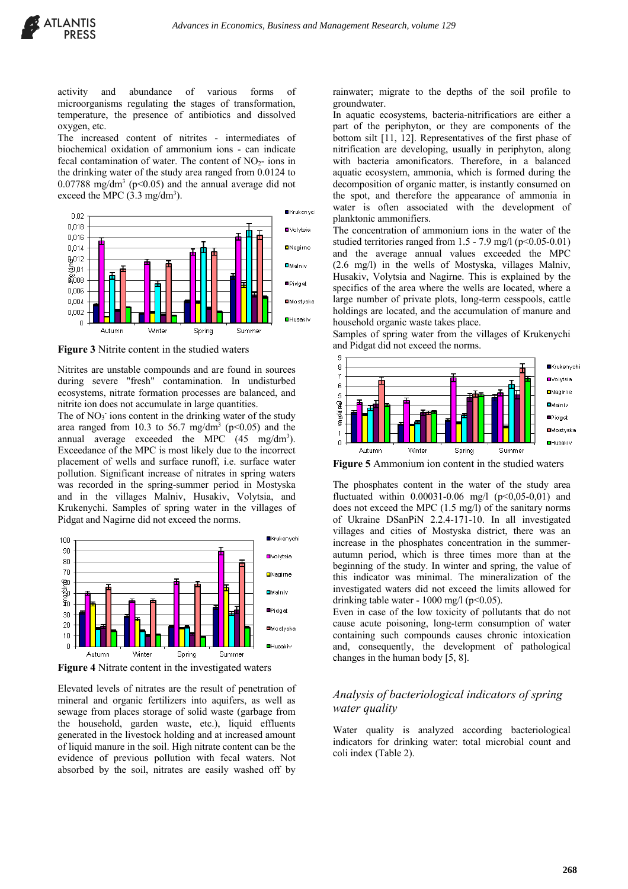activity and abundance of various forms of microorganisms regulating the stages of transformation, temperature, the presence of antibiotics and dissolved oxygen, etc.

The increased content of nitrites - intermediates of biochemical oxidation of ammonium ions - can indicate fecal contamination of water. The content of $NO_2$- ions in the drinking water of the study area ranged from 0.0124 to 0.07788 mg/dm$^3$ ($p<0.05$) and the annual average did not exceed the MPC (3.3 mg/dm$^3$).

**Figure 3** Nitrite content in the studied waters

Nitrites are unstable compounds and are found in sources during severe "fresh" contamination. In undisturbed ecosystems, nitrate formation processes are balanced, and nitrite ion does not accumulate in large quantities.

The of $NO_3^-$ ions content in the drinking water of the study area ranged from 10.3 to 56.7 mg/dm$^3$ ($p<0.05$) and the annual average exceeded the MPC (45 mg/dm$^3$). Exceedance of the MPC is most likely due to the incorrect placement of wells and surface runoff, i.e. surface water pollution. Significant increase of nitrates in spring waters was recorded in the spring-summer period in Mostyska and in the villages Malniv, Husakiv, Volytsia, and Krukenychi. Samples of spring water in the villages of Pidgat and Nagirne did not exceed the norms.

**Figure 4** Nitrate content in the investigated waters

Elevated levels of nitrates are the result of penetration of mineral and organic fertilizers into aquifers, as well as sewage from places storage of solid waste (garbage from the household, garden waste, etc.), liquid effluents generated in the livestock holding and at increased amount of liquid manure in the soil. High nitrate content can be the evidence of previous pollution with fecal waters. Not absorbed by the soil, nitrates are easily washed off by rainwater; migrate to the depths of the soil profile to groundwater.

In aquatic ecosystems, bacteria-nitrificatiors are either a part of the periphyton, or they are components of the bottom silt [11, 12]. Representatives of the first phase of nitrification are developing, usually in periphyton, along with bacteria amonificators. Therefore, in a balanced aquatic ecosystem, ammonia, which is formed during the decomposition of organic matter, is instantly consumed on the spot, and therefore the appearance of ammonia in water is often associated with the development of planktonic ammonifiers.

The concentration of ammonium ions in the water of the studied territories ranged from 1.5 - 7.9 mg/l ($p<0.05$-$0.01$) and the average annual values exceeded the MPC (2.6 mg/l) in the wells of Mostyska, villages Malniv, Husakiv, Volytsia and Nagirne. This is explained by the specifics of the area where the wells are located, where a large number of private plots, long-term cesspools, cattle holdings are located, and the accumulation of manure and household organic waste takes place.

Samples of spring water from the villages of Krukenychi and Pidgat did not exceed the norms.

**Figure 5** Ammonium ion content in the studied waters

The phosphates content in the water of the study area fluctuated within 0.00031-0.06 mg/l ($p<0{,}05$-$0{,}01$) and does not exceed the MPC (1.5 mg/l) of the sanitary norms of Ukraine DSanPiN 2.2.4-171-10. In all investigated villages and cities of Mostyska district, there was an increase in the phosphates concentration in the summer-autumn period, which is three times more than at the beginning of the study. In winter and spring, the value of this indicator was minimal. The mineralization of the investigated waters did not exceed the limits allowed for drinking table water - 1000 mg/l ($p<0.05$).

Even in case of the low toxicity of pollutants that do not cause acute poisoning, long-term consumption of water containing such compounds causes chronic intoxication and, consequently, the development of pathological changes in the human body [5, 8].

### *Analysis of bacteriological indicators of spring water quality*

Water quality is analyzed according bacteriological indicators for drinking water: total microbial count and coli index (Table 2).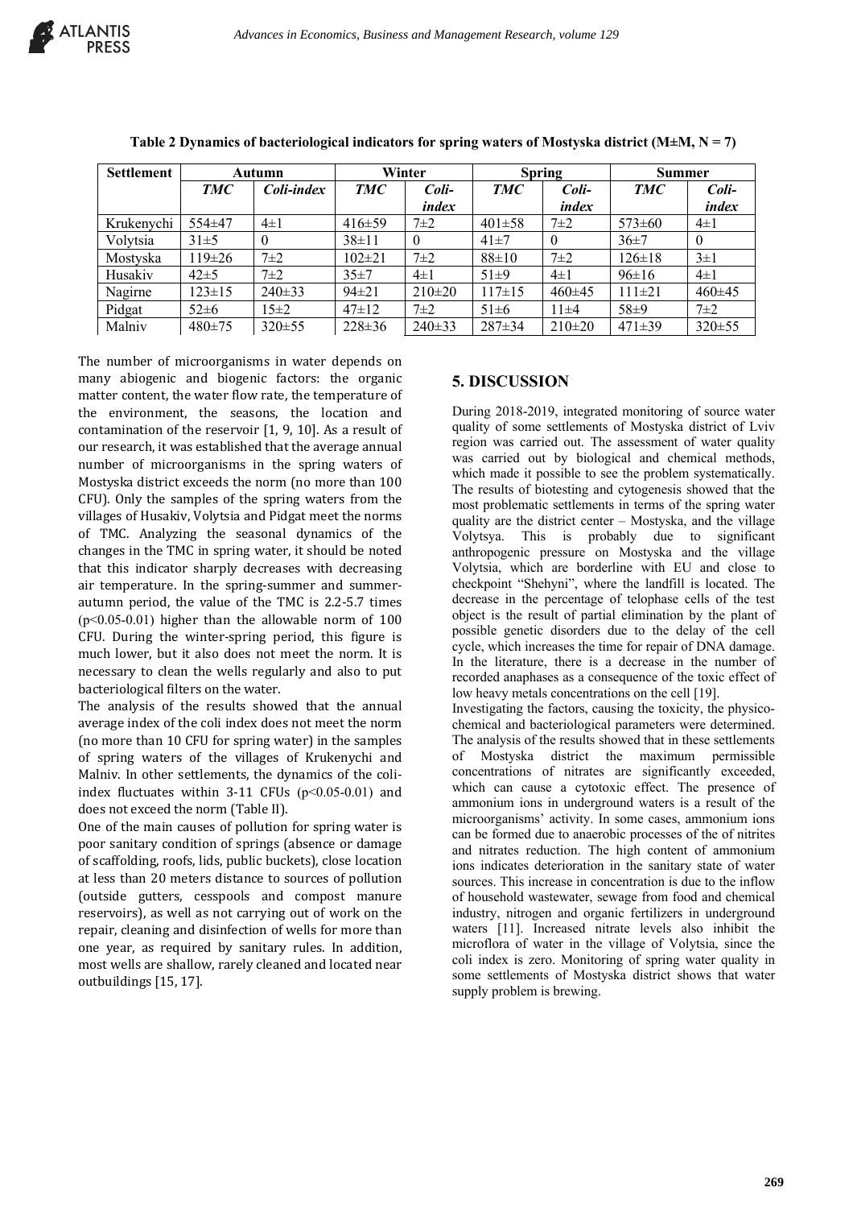**Table 2 Dynamics of bacteriological indicators for spring waters of Mostyska district (M±M, N = 7)**

| Settlement | Autumn | | Winter | | Spring | | Summer | |
|---|---|---|---|---|---|---|---|---|
| | *TMC* | *Coli-index* | *TMC* | *Coli-index* | *TMC* | *Coli-index* | *TMC* | *Coli-index* |
| Krukenychi | 554±47 | 4±1 | 416±59 | 7±2 | 401±58 | 7±2 | 573±60 | 4±1 |
| Volytsia | 31±5 | 0 | 38±11 | 0 | 41±7 | 0 | 36±7 | 0 |
| Mostyska | 119±26 | 7±2 | 102±21 | 7±2 | 88±10 | 7±2 | 126±18 | 3±1 |
| Husakiv | 42±5 | 7±2 | 35±7 | 4±1 | 51±9 | 4±1 | 96±16 | 4±1 |
| Nagirne | 123±15 | 240±33 | 94±21 | 210±20 | 117±15 | 460±45 | 111±21 | 460±45 |
| Pidgat | 52±6 | 15±2 | 47±12 | 7±2 | 51±6 | 11±4 | 58±9 | 7±2 |
| Malniv | 480±75 | 320±55 | 228±36 | 240±33 | 287±34 | 210±20 | 471±39 | 320±55 |

The number of microorganisms in water depends on many abiogenic and biogenic factors: the organic matter content, the water flow rate, the temperature of the environment, the seasons, the location and contamination of the reservoir [1, 9, 10]. As a result of our research, it was established that the average annual number of microorganisms in the spring waters of Mostyska district exceeds the norm (no more than 100 CFU). Only the samples of the spring waters from the villages of Husakiv, Volytsia and Pidgat meet the norms of TMC. Analyzing the seasonal dynamics of the changes in the TMC in spring water, it should be noted that this indicator sharply decreases with decreasing air temperature. In the spring-summer and summer-autumn period, the value of the TMC is 2.2-5.7 times ($p<0.05$-$0.01$) higher than the allowable norm of 100 CFU. During the winter-spring period, this figure is much lower, but it also does not meet the norm. It is necessary to clean the wells regularly and also to put bacteriological filters on the water.

The analysis of the results showed that the annual average index of the coli index does not meet the norm (no more than 10 CFU for spring water) in the samples of spring waters of the villages of Krukenychi and Malniv. In other settlements, the dynamics of the coli-index fluctuates within 3-11 CFUs ($p<0.05$-$0.01$) and does not exceed the norm (Table II).

One of the main causes of pollution for spring water is poor sanitary condition of springs (absence or damage of scaffolding, roofs, lids, public buckets), close location at less than 20 meters distance to sources of pollution (outside gutters, cesspools and compost manure reservoirs), as well as not carrying out of work on the repair, cleaning and disinfection of wells for more than one year, as required by sanitary rules. In addition, most wells are shallow, rarely cleaned and located near outbuildings [15, 17].

## 5. DISCUSSION

During 2018-2019, integrated monitoring of source water quality of some settlements of Mostyska district of Lviv region was carried out. The assessment of water quality was carried out by biological and chemical methods, which made it possible to see the problem systematically. The results of biotesting and cytogenesis showed that the most problematic settlements in terms of the spring water quality are the district center – Mostyska, and the village Volytsya. This is probably due to significant anthropogenic pressure on Mostyska and the village Volytsia, which are borderline with EU and close to checkpoint "Shehyni", where the landfill is located. The decrease in the percentage of telophase cells of the test object is the result of partial elimination by the plant of possible genetic disorders due to the delay of the cell cycle, which increases the time for repair of DNA damage. In the literature, there is a decrease in the number of recorded anaphases as a consequence of the toxic effect of low heavy metals concentrations on the cell [19].

Investigating the factors, causing the toxicity, the physico-chemical and bacteriological parameters were determined. The analysis of the results showed that in these settlements of Mostyska district the maximum permissible concentrations of nitrates are significantly exceeded, which can cause a cytotoxic effect. The presence of ammonium ions in underground waters is a result of the microorganisms' activity. In some cases, ammonium ions can be formed due to anaerobic processes of the of nitrites and nitrates reduction. The high content of ammonium ions indicates deterioration in the sanitary state of water sources. This increase in concentration is due to the inflow of household wastewater, sewage from food and chemical industry, nitrogen and organic fertilizers in underground waters [11]. Increased nitrate levels also inhibit the microflora of water in the village of Volytsia, since the coli index is zero. Monitoring of spring water quality in some settlements of Mostyska district shows that water supply problem is brewing.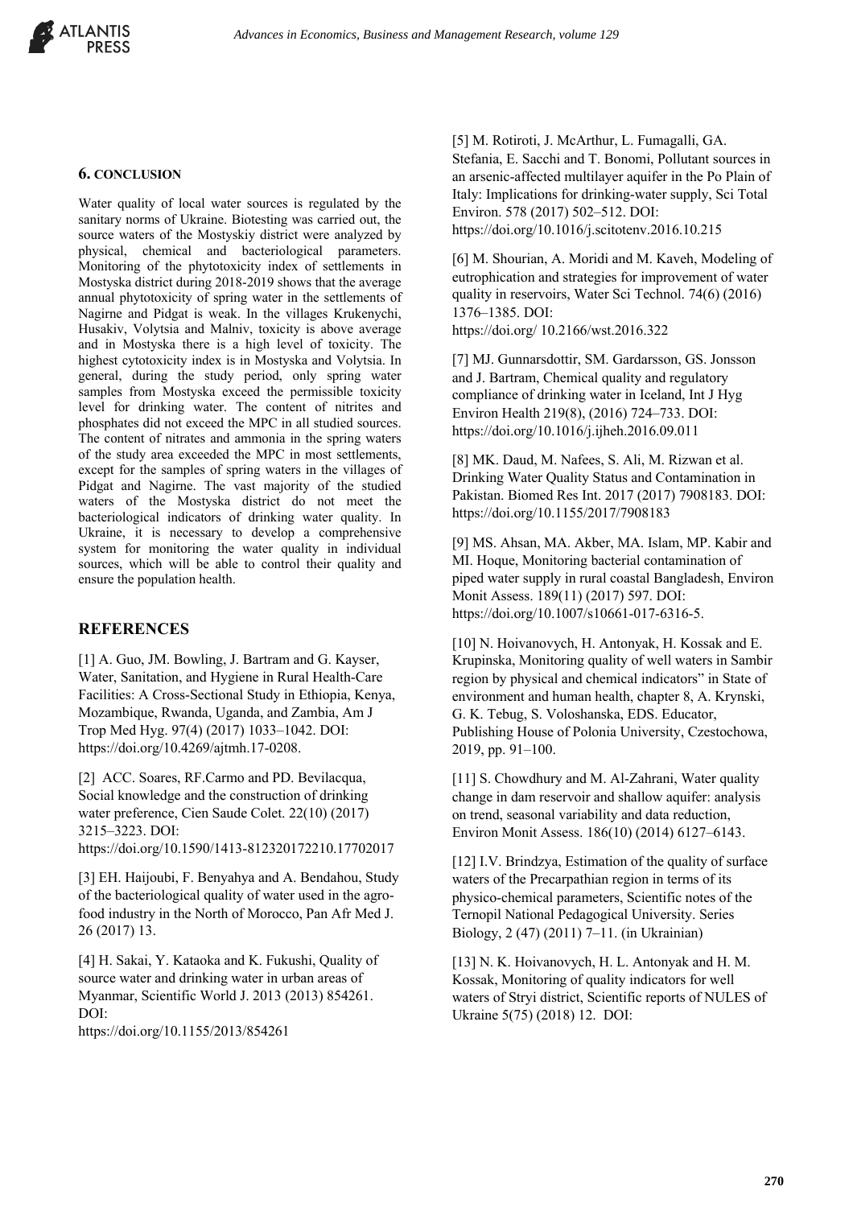## 6. CONCLUSION

Water quality of local water sources is regulated by the sanitary norms of Ukraine. Biotesting was carried out, the source waters of the Mostyskiy district were analyzed by physical, chemical and bacteriological parameters. Monitoring of the phytotoxicity index of settlements in Mostyska district during 2018-2019 shows that the average annual phytotoxicity of spring water in the settlements of Nagirne and Pidgat is weak. In the villages Krukenychi, Husakiv, Volytsia and Malniv, toxicity is above average and in Mostyska there is a high level of toxicity. The highest cytotoxicity index is in Mostyska and Volytsia. In general, during the study period, only spring water samples from Mostyska exceed the permissible toxicity level for drinking water. The content of nitrites and phosphates did not exceed the MPC in all studied sources. The content of nitrates and ammonia in the spring waters of the study area exceeded the MPC in most settlements, except for the samples of spring waters in the villages of Pidgat and Nagirne. The vast majority of the studied waters of the Mostyska district do not meet the bacteriological indicators of drinking water quality. In Ukraine, it is necessary to develop a comprehensive system for monitoring the water quality in individual sources, which will be able to control their quality and ensure the population health.

## REFERENCES

[1] A. Guo, JM. Bowling, J. Bartram and G. Kayser, Water, Sanitation, and Hygiene in Rural Health-Care Facilities: A Cross-Sectional Study in Ethiopia, Kenya, Mozambique, Rwanda, Uganda, and Zambia, Am J Trop Med Hyg. 97(4) (2017) 1033–1042. DOI: https://doi.org/10.4269/ajtmh.17-0208.

[2] ACC. Soares, RF.Carmo and PD. Bevilacqua, Social knowledge and the construction of drinking water preference, Cien Saude Colet. 22(10) (2017) 3215–3223. DOI: https://doi.org/10.1590/1413-812320172210.17702017

[3] EH. Haijoubi, F. Benyahya and A. Bendahou, Study of the bacteriological quality of water used in the agro-food industry in the North of Morocco, Pan Afr Med J. 26 (2017) 13.

[4] H. Sakai, Y. Kataoka and K. Fukushi, Quality of source water and drinking water in urban areas of Myanmar, Scientific World J. 2013 (2013) 854261. DOI: https://doi.org/10.1155/2013/854261

[5] M. Rotiroti, J. McArthur, L. Fumagalli, GA. Stefania, E. Sacchi and T. Bonomi, Pollutant sources in an arsenic-affected multilayer aquifer in the Po Plain of Italy: Implications for drinking-water supply, Sci Total Environ. 578 (2017) 502–512. DOI: https://doi.org/10.1016/j.scitotenv.2016.10.215

[6] M. Shourian, A. Moridi and M. Kaveh, Modeling of eutrophication and strategies for improvement of water quality in reservoirs, Water Sci Technol. 74(6) (2016) 1376–1385. DOI: https://doi.org/ 10.2166/wst.2016.322

[7] MJ. Gunnarsdottir, SM. Gardarsson, GS. Jonsson and J. Bartram, Chemical quality and regulatory compliance of drinking water in Iceland, Int J Hyg Environ Health 219(8), (2016) 724–733. DOI: https://doi.org/10.1016/j.ijheh.2016.09.011

[8] MK. Daud, M. Nafees, S. Ali, M. Rizwan et al. Drinking Water Quality Status and Contamination in Pakistan. Biomed Res Int. 2017 (2017) 7908183. DOI: https://doi.org/10.1155/2017/7908183

[9] MS. Ahsan, MA. Akber, MA. Islam, MP. Kabir and MI. Hoque, Monitoring bacterial contamination of piped water supply in rural coastal Bangladesh, Environ Monit Assess. 189(11) (2017) 597. DOI: https://doi.org/10.1007/s10661-017-6316-5.

[10] N. Hoivanovych, H. Antonyak, H. Kossak and E. Krupinska, Monitoring quality of well waters in Sambir region by physical and chemical indicators" in State of environment and human health, chapter 8, A. Krynski, G. K. Tebug, S. Voloshanska, EDS. Educator, Publishing House of Polonia University, Czestochowa, 2019, pp. 91–100.

[11] S. Chowdhury and M. Al-Zahrani, Water quality change in dam reservoir and shallow aquifer: analysis on trend, seasonal variability and data reduction, Environ Monit Assess. 186(10) (2014) 6127–6143.

[12] I.V. Brindzya, Estimation of the quality of surface waters of the Precarpathian region in terms of its physico-chemical parameters, Scientific notes of the Ternopil National Pedagogical University. Series Biology, 2 (47) (2011) 7–11. (in Ukrainian)

[13] N. K. Hoivanovych, H. L. Antonyak and H. M. Kossak, Monitoring of quality indicators for well waters of Stryi district, Scientific reports of NULES of Ukraine 5(75) (2018) 12. DOI: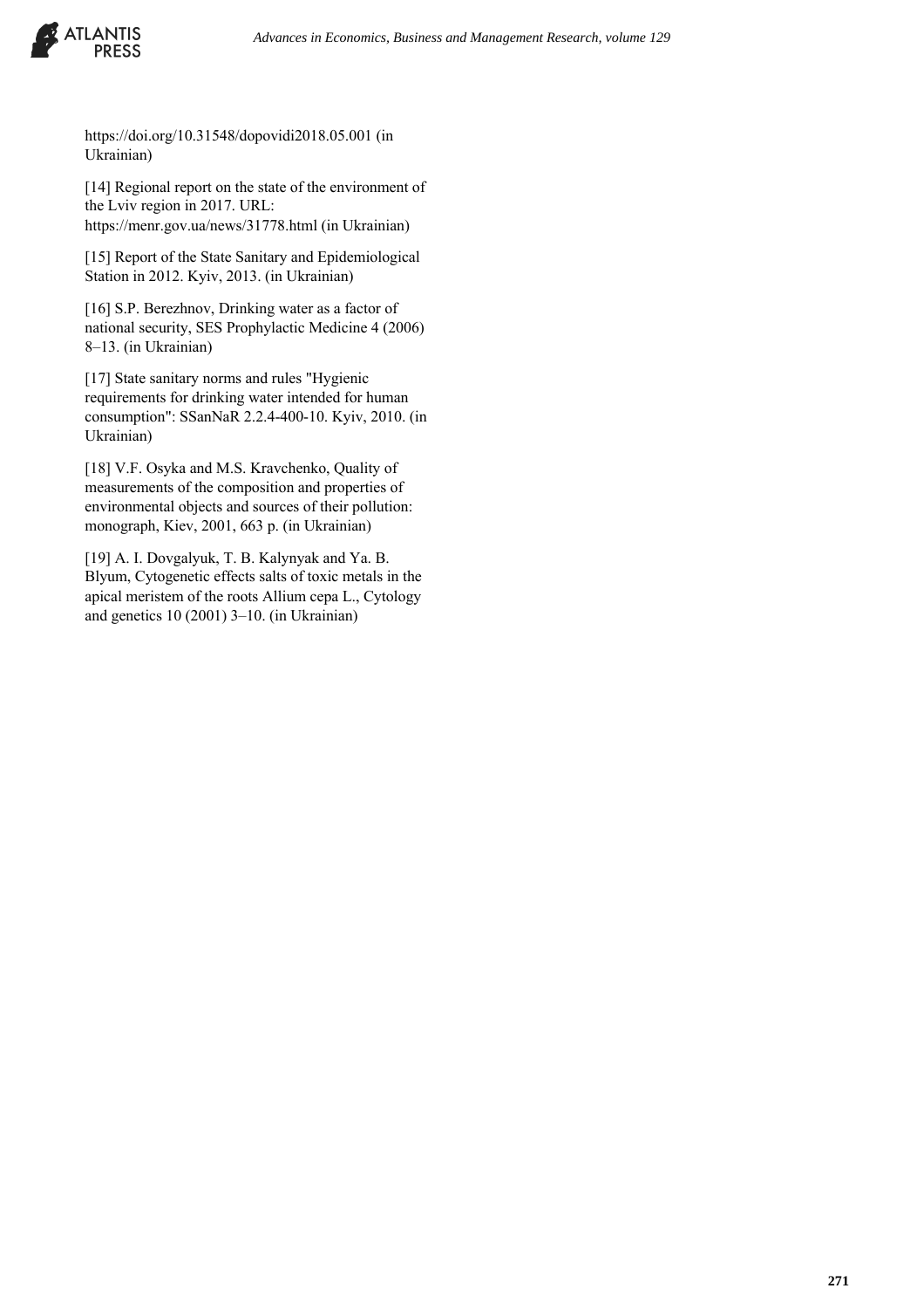https://doi.org/10.31548/dopovidi2018.05.001 (in Ukrainian)

[14] Regional report on the state of the environment of the Lviv region in 2017. URL: https://menr.gov.ua/news/31778.html (in Ukrainian)

[15] Report of the State Sanitary and Epidemiological Station in 2012. Kyiv, 2013. (in Ukrainian)

[16] S.P. Berezhnov, Drinking water as a factor of national security, SES Prophylactic Medicine 4 (2006) 8–13. (in Ukrainian)

[17] State sanitary norms and rules "Hygienic requirements for drinking water intended for human consumption": SSanNaR 2.2.4-400-10. Kyiv, 2010. (in Ukrainian)

[18] V.F. Osyka and M.S. Kravchenko, Quality of measurements of the composition and properties of environmental objects and sources of their pollution: monograph, Kiev, 2001, 663 p. (in Ukrainian)

[19] A. I. Dovgalyuk, T. B. Kalynyak and Ya. B. Blyum, Cytogenetic effects salts of toxic metals in the apical meristem of the roots Allium cepa L., Cytology and genetics 10 (2001) 3–10. (in Ukrainian)